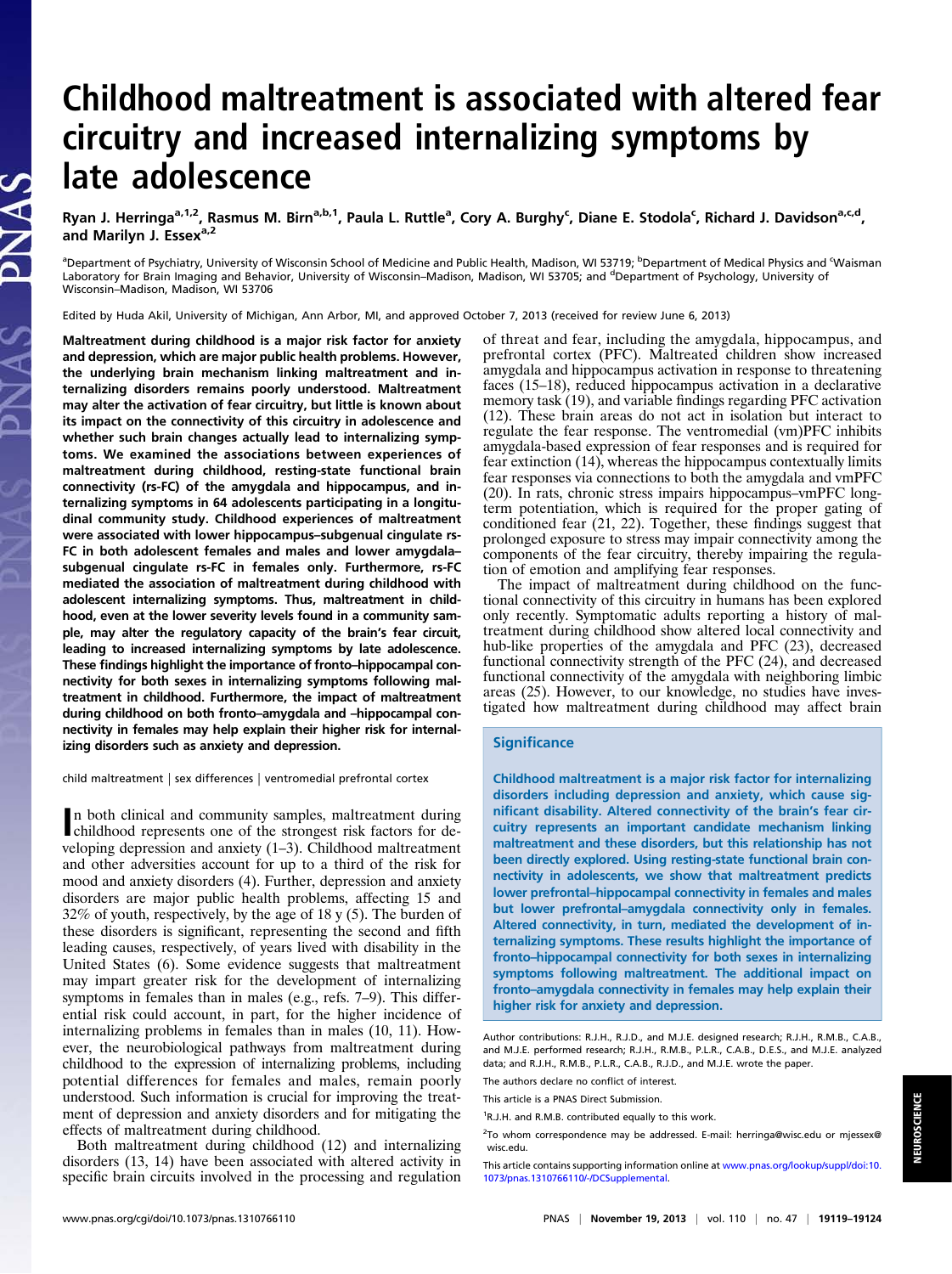# Childhood maltreatment is associated with altered fear circuitry and increased internalizing symptoms by late adolescence

Ryan J. Herringa[a,1,2], Rasmus M. Birn[a,b,1], Paula L. Ruttle[a], Cory A. Burghy[c], Diane E. Stodola[c], Richard J. Davidson[a,c,d], and Marilyn J. Essex[a,2]

[a]Department of Psychiatry, University of Wisconsin School of Medicine and Public Health, Madison, WI 53719; [b]Department of Medical Physics and [c]Waisman Laboratory for Brain Imaging and Behavior, University of Wisconsin–Madison, Madison, WI 53705; and [d]Department of Psychology, University of Wisconsin–Madison, Madison, WI 53706

Edited by Huda Akil, University of Michigan, Ann Arbor, MI, and approved October 7, 2013 (received for review June 6, 2013)

**Maltreatment during childhood is a major risk factor for anxiety and depression, which are major public health problems. However, the underlying brain mechanism linking maltreatment and internalizing disorders remains poorly understood. Maltreatment may alter the activation of fear circuitry, but little is known about its impact on the connectivity of this circuitry in adolescence and whether such brain changes actually lead to internalizing symptoms. We examined the associations between experiences of maltreatment during childhood, resting-state functional brain connectivity (rs-FC) of the amygdala and hippocampus, and internalizing symptoms in 64 adolescents participating in a longitudinal community study. Childhood experiences of maltreatment were associated with lower hippocampus–subgenual cingulate rs-FC in both adolescent females and males and lower amygdala–subgenual cingulate rs-FC in females only. Furthermore, rs-FC mediated the association of maltreatment during childhood with adolescent internalizing symptoms. Thus, maltreatment in childhood, even at the lower severity levels found in a community sample, may alter the regulatory capacity of the brain's fear circuit, leading to increased internalizing symptoms by late adolescence. These findings highlight the importance of fronto–hippocampal connectivity for both sexes in internalizing symptoms following maltreatment in childhood. Furthermore, the impact of maltreatment during childhood on both fronto–amygdala and –hippocampal connectivity in females may help explain their higher risk for internalizing disorders such as anxiety and depression.**

child maltreatment | sex differences | ventromedial prefrontal cortex

In both clinical and community samples, maltreatment during childhood represents one of the strongest risk factors for developing depression and anxiety (1–3). Childhood maltreatment and other adversities account for up to a third of the risk for mood and anxiety disorders (4). Further, depression and anxiety disorders are major public health problems, affecting 15 and 32% of youth, respectively, by the age of 18 y (5). The burden of these disorders is significant, representing the second and fifth leading causes, respectively, of years lived with disability in the United States (6). Some evidence suggests that maltreatment may impart greater risk for the development of internalizing symptoms in females than in males (e.g., refs. 7–9). This differential risk could account, in part, for the higher incidence of internalizing problems in females than in males (10, 11). However, the neurobiological pathways from maltreatment during childhood to the expression of internalizing problems, including potential differences for females and males, remain poorly understood. Such information is crucial for improving the treatment of depression and anxiety disorders and for mitigating the effects of maltreatment during childhood.

Both maltreatment during childhood (12) and internalizing disorders (13, 14) have been associated with altered activity in specific brain circuits involved in the processing and regulation of threat and fear, including the amygdala, hippocampus, and prefrontal cortex (PFC). Maltreated children show increased amygdala and hippocampus activation in response to threatening faces (15–18), reduced hippocampus activation in a declarative memory task (19), and variable findings regarding PFC activation (12). These brain areas do not act in isolation but interact to regulate the fear response. The ventromedial (vm)PFC inhibits amygdala-based expression of fear responses and is required for fear extinction (14), whereas the hippocampus contextually limits fear responses via connections to both the amygdala and vmPFC (20). In rats, chronic stress impairs hippocampus–vmPFC long-term potentiation, which is required for the proper gating of conditioned fear (21, 22). Together, these findings suggest that prolonged exposure to stress may impair connectivity among the components of the fear circuitry, thereby impairing the regulation of emotion and amplifying fear responses.

The impact of maltreatment during childhood on the functional connectivity of this circuitry in humans has been explored only recently. Symptomatic adults reporting a history of maltreatment during childhood show altered local connectivity and hub-like properties of the amygdala and PFC (23), decreased functional connectivity strength of the PFC (24), and decreased functional connectivity of the amygdala with neighboring limbic areas (25). However, to our knowledge, no studies have investigated how maltreatment during childhood may affect brain

## Significance

Childhood maltreatment is a major risk factor for internalizing disorders including depression and anxiety, which cause significant disability. Altered connectivity of the brain's fear circuitry represents an important candidate mechanism linking maltreatment and these disorders, but this relationship has not been directly explored. Using resting-state functional brain connectivity in adolescents, we show that maltreatment predicts lower prefrontal–hippocampal connectivity in females and males but lower prefrontal–amygdala connectivity only in females. Altered connectivity, in turn, mediated the development of internalizing symptoms. These results highlight the importance of fronto–hippocampal connectivity for both sexes in internalizing symptoms following maltreatment. The additional impact on fronto–amygdala connectivity in females may help explain their higher risk for anxiety and depression.

Author contributions: R.J.H., R.J.D., and M.J.E. designed research; R.J.H., R.M.B., C.A.B., and M.J.E. performed research; R.J.H., R.M.B., P.L.R., C.A.B., D.E.S., and M.J.E. analyzed data; and R.J.H., R.M.B., P.L.R., C.A.B., R.J.D., and M.J.E. wrote the paper.

The authors declare no conflict of interest.

This article is a PNAS Direct Submission.

[1]R.J.H. and R.M.B. contributed equally to this work.

[2]To whom correspondence may be addressed. E-mail: herringa@wisc.edu or mjessex@wisc.edu.

This article contains supporting information online at www.pnas.org/lookup/suppl/doi:10.1073/pnas.1310766110/-/DCSupplemental.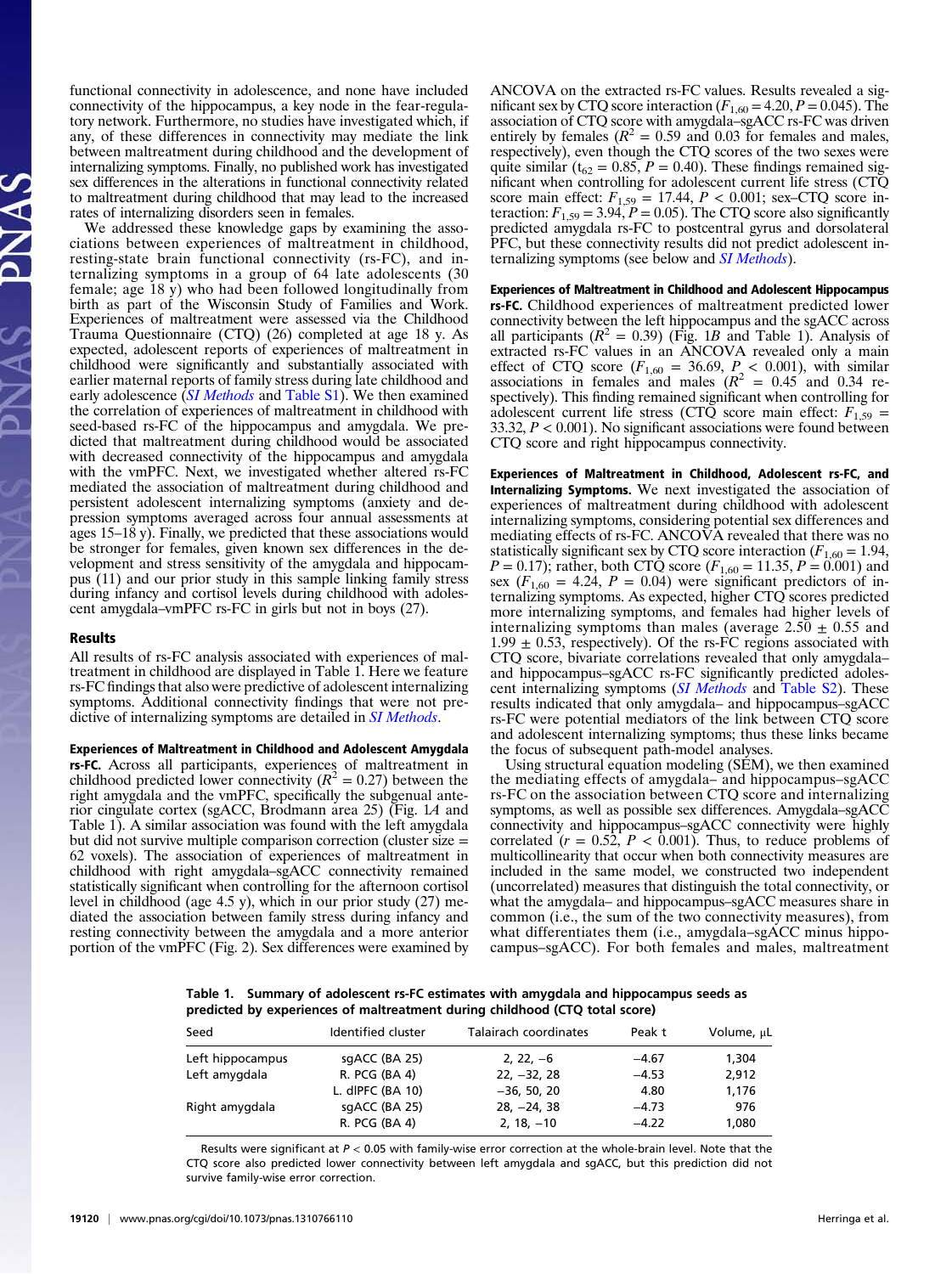functional connectivity in adolescence, and none have included connectivity of the hippocampus, a key node in the fear-regulatory network. Furthermore, no studies have investigated which, if any, of these differences in connectivity may mediate the link between maltreatment during childhood and the development of internalizing symptoms. Finally, no published work has investigated sex differences in the alterations in functional connectivity related to maltreatment during childhood that may lead to the increased rates of internalizing disorders seen in females.

We addressed these knowledge gaps by examining the associations between experiences of maltreatment in childhood, resting-state brain functional connectivity (rs-FC), and internalizing symptoms in a group of 64 late adolescents (30 female; age 18 y) who had been followed longitudinally from birth as part of the Wisconsin Study of Families and Work. Experiences of maltreatment were assessed via the Childhood Trauma Questionnaire (CTQ) (26) completed at age 18 y. As expected, adolescent reports of experiences of maltreatment in childhood were significantly and substantially associated with earlier maternal reports of family stress during late childhood and early adolescence (*SI Methods* and Table S1). We then examined the correlation of experiences of maltreatment in childhood with seed-based rs-FC of the hippocampus and amygdala. We predicted that maltreatment during childhood would be associated with decreased connectivity of the hippocampus and amygdala with the vmPFC. Next, we investigated whether altered rs-FC mediated the association of maltreatment during childhood and persistent adolescent internalizing symptoms (anxiety and depression symptoms averaged across four annual assessments at ages 15–18 y). Finally, we predicted that these associations would be stronger for females, given known sex differences in the development and stress sensitivity of the amygdala and hippocampus (11) and our prior study in this sample linking family stress during infancy and cortisol levels during childhood with adolescent amygdala–vmPFC rs-FC in girls but not in boys (27).

## Results

All results of rs-FC analysis associated with experiences of maltreatment in childhood are displayed in Table 1. Here we feature rs-FC findings that also were predictive of adolescent internalizing symptoms. Additional connectivity findings that were not predictive of internalizing symptoms are detailed in *SI Methods*.

**Experiences of Maltreatment in Childhood and Adolescent Amygdala rs-FC.** Across all participants, experiences of maltreatment in childhood predicted lower connectivity ($R^2 = 0.27$) between the right amygdala and the vmPFC, specifically the subgenual anterior cingulate cortex (sgACC, Brodmann area 25) (Fig. 1*A* and Table 1). A similar association was found with the left amygdala but did not survive multiple comparison correction (cluster size = 62 voxels). The association of experiences of maltreatment in childhood with right amygdala–sgACC connectivity remained statistically significant when controlling for the afternoon cortisol level in childhood (age 4.5 y), which in our prior study (27) mediated the association between family stress during infancy and resting connectivity between the amygdala and a more anterior portion of the vmPFC (Fig. 2). Sex differences were examined by ANCOVA on the extracted rs-FC values. Results revealed a significant sex by CTQ score interaction ($F_{1,60} = 4.20, P = 0.045$). The association of CTQ score with amygdala–sgACC rs-FC was driven entirely by females ($R^2 = 0.59$ and 0.03 for females and males, respectively), even though the CTQ scores of the two sexes were quite similar ($t_{62} = 0.85, P = 0.40$). These findings remained significant when controlling for adolescent current life stress (CTQ score main effect: $F_{1,59} = 17.44, P < 0.001$; sex–CTQ score interaction: $F_{1,59} = 3.94, P = 0.05$). The CTQ score also significantly predicted amygdala rs-FC to postcentral gyrus and dorsolateral PFC, but these connectivity results did not predict adolescent internalizing symptoms (see below and *SI Methods*).

**Experiences of Maltreatment in Childhood and Adolescent Hippocampus rs-FC.** Childhood experiences of maltreatment predicted lower connectivity between the left hippocampus and the sgACC across all participants ($R^2 = 0.39$) (Fig. 1*B* and Table 1). Analysis of extracted rs-FC values in an ANCOVA revealed only a main effect of CTQ score ($F_{1,60} = 36.69, P < 0.001$), with similar associations in females and males ($R^2 = 0.45$ and 0.34 respectively). This finding remained significant when controlling for adolescent current life stress (CTQ score main effect: $F_{1,59} = 33.32, P < 0.001$). No significant associations were found between CTQ score and right hippocampus connectivity.

**Experiences of Maltreatment in Childhood, Adolescent rs-FC, and Internalizing Symptoms.** We next investigated the association of experiences of maltreatment during childhood with adolescent internalizing symptoms, considering potential sex differences and mediating effects of rs-FC. ANCOVA revealed that there was no statistically significant sex by CTQ score interaction ($F_{1,60} = 1.94, P = 0.17$); rather, both CTQ score ($F_{1,60} = 11.35, P = 0.001$) and sex ($F_{1,60} = 4.24, P = 0.04$) were significant predictors of internalizing symptoms. As expected, higher CTQ scores predicted more internalizing symptoms, and females had higher levels of internalizing symptoms than males (average 2.50 ± 0.55 and 1.99 ± 0.53, respectively). Of the rs-FC regions associated with CTQ score, bivariate correlations revealed that only amygdala– and hippocampus–sgACC rs-FC significantly predicted adolescent internalizing symptoms (*SI Methods* and Table S2). These results indicated that only amygdala– and hippocampus–sgACC rs-FC were potential mediators of the link between CTQ score and adolescent internalizing symptoms; thus these links became the focus of subsequent path-model analyses.

Using structural equation modeling (SEM), we then examined the mediating effects of amygdala– and hippocampus–sgACC rs-FC on the association between CTQ score and internalizing symptoms, as well as possible sex differences. Amygdala–sgACC connectivity and hippocampus–sgACC connectivity were highly correlated ($r = 0.52, P < 0.001$). Thus, to reduce problems of multicollinearity that occur when both connectivity measures are included in the same model, we constructed two independent (uncorrelated) measures that distinguish the total connectivity, or what the amygdala– and hippocampus–sgACC measures share in common (i.e., the sum of the two connectivity measures), from what differentiates them (i.e., amygdala–sgACC minus hippocampus–sgACC). For both females and males, maltreatment

**Table 1. Summary of adolescent rs-FC estimates with amygdala and hippocampus seeds as predicted by experiences of maltreatment during childhood (CTQ total score)**

| Seed | Identified cluster | Talairach coordinates | Peak t | Volume, μL |
|---|---|---|---|---|
| Left hippocampus | sgACC (BA 25) | 2, 22, −6 | −4.67 | 1,304 |
| Left amygdala | R. PCG (BA 4) | 22, −32, 28 | −4.53 | 2,912 |
| | L. dlPFC (BA 10) | −36, 50, 20 | 4.80 | 1,176 |
| Right amygdala | sgACC (BA 25) | 28, −24, 38 | −4.73 | 976 |
| | R. PCG (BA 4) | 2, 18, −10 | −4.22 | 1,080 |

Results were significant at $P < 0.05$ with family-wise error correction at the whole-brain level. Note that the CTQ score also predicted lower connectivity between left amygdala and sgACC, but this prediction did not survive family-wise error correction.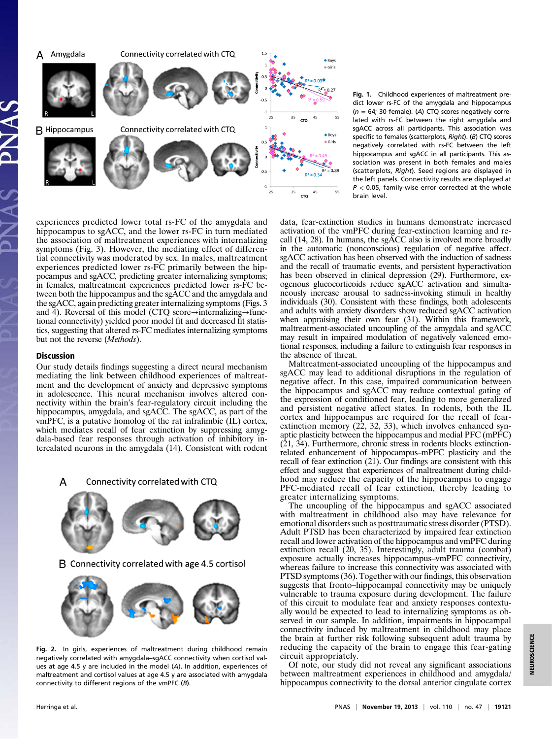Fig. 1. Childhood experiences of maltreatment predict lower rs-FC of the amygdala and hippocampus ($n = 64$; 30 female). (*A*) CTQ scores negatively correlated with rs-FC between the right amygdala and sgACC across all participants. This association was specific to females (scatterplots, *Right*). (*B*) CTQ scores negatively correlated with rs-FC between the left hippocampus and sgACC in all participants. This association was present in both females and males (scatterplots, *Right*). Seed regions are displayed in the left panels. Connectivity results are displayed at $P < 0.05$, family-wise error corrected at the whole brain level.

experiences predicted lower total rs-FC of the amygdala and hippocampus to sgACC, and the lower rs-FC in turn mediated the association of maltreatment experiences with internalizing symptoms (Fig. 3). However, the mediating effect of differential connectivity was moderated by sex. In males, maltreatment experiences predicted lower rs-FC primarily between the hippocampus and sgACC, predicting greater internalizing symptoms; in females, maltreatment experiences predicted lower rs-FC between both the hippocampus and the sgACC and the amygdala and the sgACC, again predicting greater internalizing symptoms (Figs. 3 and 4). Reversal of this model (CTQ score→internalizing→functional connectivity) yielded poor model fit and decreased fit statistics, suggesting that altered rs-FC mediates internalizing symptoms but not the reverse (*Methods*).

## Discussion

Our study details findings suggesting a direct neural mechanism mediating the link between childhood experiences of maltreatment and the development of anxiety and depressive symptoms in adolescence. This neural mechanism involves altered connectivity within the brain's fear-regulatory circuit including the hippocampus, amygdala, and sgACC. The sgACC, as part of the vmPFC, is a putative homolog of the rat infralimbic (IL) cortex, which mediates recall of fear extinction by suppressing amygdala-based fear responses through activation of inhibitory intercalated neurons in the amygdala (14). Consistent with rodent data, fear-extinction studies in humans demonstrate increased activation of the vmPFC during fear-extinction learning and recall (14, 28). In humans, the sgACC also is involved more broadly in the automatic (nonconscious) regulation of negative affect. sgACC activation has been observed with the induction of sadness and the recall of traumatic events, and persistent hyperactivation has been observed in clinical depression (29). Furthermore, exogenous glucocorticoids reduce sgACC activation and simultaneously increase arousal to sadness-invoking stimuli in healthy individuals (30). Consistent with these findings, both adolescents and adults with anxiety disorders show reduced sgACC activation when appraising their own fear (31). Within this framework, maltreatment-associated uncoupling of the amygdala and sgACC may result in impaired modulation of negatively valenced emotional responses, including a failure to extinguish fear responses in the absence of threat.

Maltreatment-associated uncoupling of the hippocampus and sgACC may lead to additional disruptions in the regulation of negative affect. In this case, impaired communication between the hippocampus and sgACC may reduce contextual gating of the expression of conditioned fear, leading to more generalized and persistent negative affect states. In rodents, both the IL cortex and hippocampus are required for the recall of fear-extinction memory (22, 32, 33), which involves enhanced synaptic plasticity between the hippocampus and medial PFC (mPFC) (21, 34). Furthermore, chronic stress in rodents blocks extinction-related enhancement of hippocampus–mPFC plasticity and the recall of fear extinction (21). Our findings are consistent with this effect and suggest that experiences of maltreatment during childhood may reduce the capacity of the hippocampus to engage PFC-mediated recall of fear extinction, thereby leading to greater internalizing symptoms.

The uncoupling of the hippocampus and sgACC associated with maltreatment in childhood also may have relevance for emotional disorders such as posttraumatic stress disorder (PTSD). Adult PTSD has been characterized by impaired fear extinction recall and lower activation of the hippocampus and vmPFC during extinction recall (20, 35). Interestingly, adult trauma (combat) exposure actually increases hippocampus–vmPFC connectivity, whereas failure to increase this connectivity was associated with PTSD symptoms (36). Together with our findings, this observation suggests that fronto–hippocampal connectivity may be uniquely vulnerable to trauma exposure during development. The failure of this circuit to modulate fear and anxiety responses contextually would be expected to lead to internalizing symptoms as observed in our sample. In addition, impairments in hippocampal connectivity induced by maltreatment in childhood may place the brain at further risk following subsequent adult trauma by reducing the capacity of the brain to engage this fear-gating circuit appropriately.

Of note, our study did not reveal any significant associations between maltreatment experiences in childhood and amygdala/hippocampus connectivity to the dorsal anterior cingulate cortex

Fig. 2. In girls, experiences of maltreatment during childhood remain negatively correlated with amygdala–sgACC connectivity when cortisol values at age 4.5 y are included in the model (*A*). In addition, experiences of maltreatment and cortisol values at age 4.5 y are associated with amygdala connectivity to different regions of the vmPFC (*B*).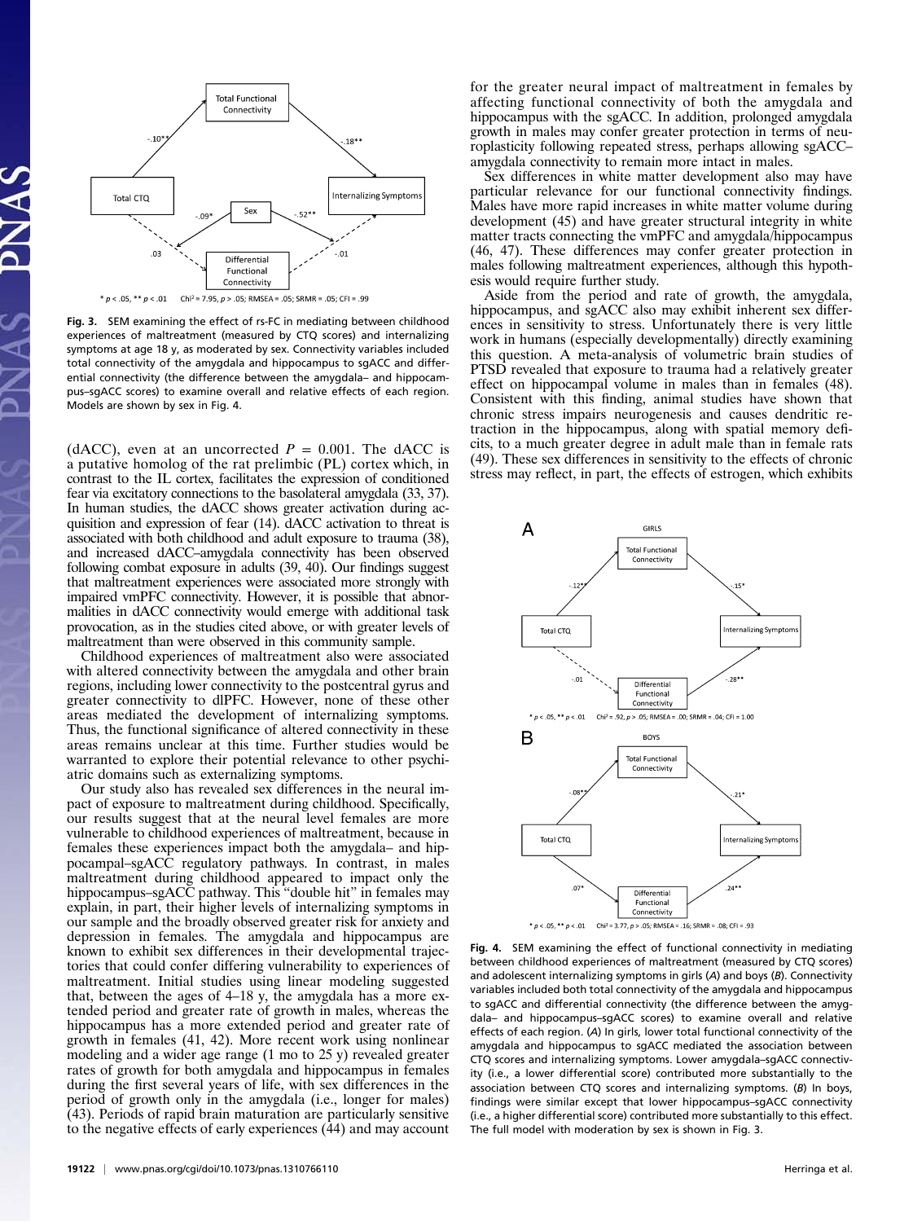**Fig. 3.** SEM examining the effect of rs-FC in mediating between childhood experiences of maltreatment (measured by CTQ scores) and internalizing symptoms at age 18 y, as moderated by sex. Connectivity variables included total connectivity of the amygdala and hippocampus to sgACC and differential connectivity (the difference between the amygdala– and hippocampus–sgACC scores) to examine overall and relative effects of each region. Models are shown by sex in Fig. 4.

(dACC), even at an uncorrected $P = 0.001$. The dACC is a putative homolog of the rat prelimbic (PL) cortex which, in contrast to the IL cortex, facilitates the expression of conditioned fear via excitatory connections to the basolateral amygdala (33, 37). In human studies, the dACC shows greater activation during acquisition and expression of fear (14). dACC activation to threat is associated with both childhood and adult exposure to trauma (38), and increased dACC–amygdala connectivity has been observed following combat exposure in adults (39, 40). Our findings suggest that maltreatment experiences were associated more strongly with impaired vmPFC connectivity. However, it is possible that abnormalities in dACC connectivity would emerge with additional task provocation, as in the studies cited above, or with greater levels of maltreatment than were observed in this community sample.

Childhood experiences of maltreatment also were associated with altered connectivity between the amygdala and other brain regions, including lower connectivity to the postcentral gyrus and greater connectivity to dlPFC. However, none of these other areas mediated the development of internalizing symptoms. Thus, the functional significance of altered connectivity in these areas remains unclear at this time. Further studies would be warranted to explore their potential relevance to other psychiatric domains such as externalizing symptoms.

Our study also has revealed sex differences in the neural impact of exposure to maltreatment during childhood. Specifically, our results suggest that at the neural level females are more vulnerable to childhood experiences of maltreatment, because in females these experiences impact both the amygdala– and hippocampal–sgACC regulatory pathways. In contrast, in males maltreatment during childhood appeared to impact only the hippocampus–sgACC pathway. This "double hit" in females may explain, in part, their higher levels of internalizing symptoms in our sample and the broadly observed greater risk for anxiety and depression in females. The amygdala and hippocampus are known to exhibit sex differences in their developmental trajectories that could confer differing vulnerability to experiences of maltreatment. Initial studies using linear modeling suggested that, between the ages of 4–18 y, the amygdala has a more extended period and greater rate of growth in males, whereas the hippocampus has a more extended period and greater rate of growth in females (41, 42). More recent work using nonlinear modeling and a wider age range (1 mo to 25 y) revealed greater rates of growth for both amygdala and hippocampus in females during the first several years of life, with sex differences in the period of growth only in the amygdala (i.e., longer for males) (43). Periods of rapid brain maturation are particularly sensitive to the negative effects of early experiences (44) and may account for the greater neural impact of maltreatment in females by affecting functional connectivity of both the amygdala and hippocampus with the sgACC. In addition, prolonged amygdala growth in males may confer greater protection in terms of neuroplasticity following repeated stress, perhaps allowing sgACC–amygdala connectivity to remain more intact in males.

Sex differences in white matter development also may have particular relevance for our functional connectivity findings. Males have more rapid increases in white matter volume during development (45) and have greater structural integrity in white matter tracts connecting the vmPFC and amygdala/hippocampus (46, 47). These differences may confer greater protection in males following maltreatment experiences, although this hypothesis would require further study.

Aside from the period and rate of growth, the amygdala, hippocampus, and sgACC also may exhibit inherent sex differences in sensitivity to stress. Unfortunately there is very little work in humans (especially developmentally) directly examining this question. A meta-analysis of volumetric brain studies of PTSD revealed that exposure to trauma had a relatively greater effect on hippocampal volume in males than in females (48). Consistent with this finding, animal studies have shown that chronic stress impairs neurogenesis and causes dendritic retraction in the hippocampus, along with spatial memory deficits, to a much greater degree in adult male than in female rats (49). These sex differences in sensitivity to the effects of chronic stress may reflect, in part, the effects of estrogen, which exhibits

**Fig. 4.** SEM examining the effect of functional connectivity in mediating between childhood experiences of maltreatment (measured by CTQ scores) and adolescent internalizing symptoms in girls (*A*) and boys (*B*). Connectivity variables included both total connectivity of the amygdala and hippocampus to sgACC and differential connectivity (the difference between the amygdala– and hippocampus–sgACC scores) to examine overall and relative effects of each region. (*A*) In girls, lower total functional connectivity of the amygdala and hippocampus to sgACC mediated the association between CTQ scores and internalizing symptoms. Lower amygdala–sgACC connectivity (i.e., a lower differential score) contributed more substantially to the association between CTQ scores and internalizing symptoms. (*B*) In boys, findings were similar except that lower hippocampus–sgACC connectivity (i.e., a higher differential score) contributed more substantially to this effect. The full model with moderation by sex is shown in Fig. 3.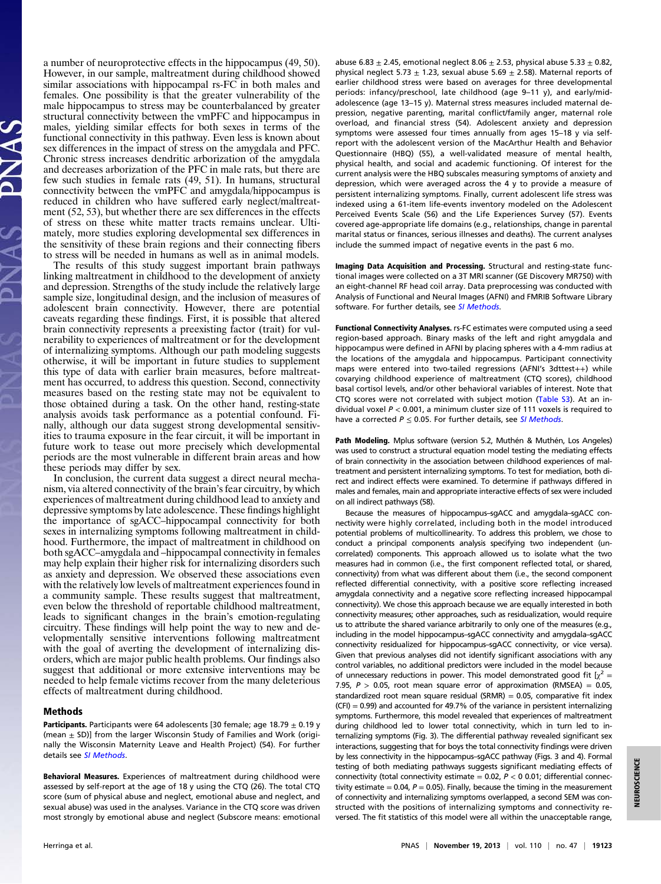a number of neuroprotective effects in the hippocampus (49, 50). However, in our sample, maltreatment during childhood showed similar associations with hippocampal rs-FC in both males and females. One possibility is that the greater vulnerability of the male hippocampus to stress may be counterbalanced by greater structural connectivity between the vmPFC and hippocampus in males, yielding similar effects for both sexes in terms of the functional connectivity in this pathway. Even less is known about sex differences in the impact of stress on the amygdala and PFC. Chronic stress increases dendritic arborization of the amygdala and decreases arborization of the PFC in male rats, but there are few such studies in female rats (49, 51). In humans, structural connectivity between the vmPFC and amygdala/hippocampus is reduced in children who have suffered early neglect/maltreatment (52, 53), but whether there are sex differences in the effects of stress on these white matter tracts remains unclear. Ultimately, more studies exploring developmental sex differences in the sensitivity of these brain regions and their connecting fibers to stress will be needed in humans as well as in animal models.

The results of this study suggest important brain pathways linking maltreatment in childhood to the development of anxiety and depression. Strengths of the study include the relatively large sample size, longitudinal design, and the inclusion of measures of adolescent brain connectivity. However, there are potential caveats regarding these findings. First, it is possible that altered brain connectivity represents a preexisting factor (trait) for vulnerability to experiences of maltreatment or for the development of internalizing symptoms. Although our path modeling suggests otherwise, it will be important in future studies to supplement this type of data with earlier brain measures, before maltreatment has occurred, to address this question. Second, connectivity measures based on the resting state may not be equivalent to those obtained during a task. On the other hand, resting-state analysis avoids task performance as a potential confound. Finally, although our data suggest strong developmental sensitivities to trauma exposure in the fear circuit, it will be important in future work to tease out more precisely which developmental periods are the most vulnerable in different brain areas and how these periods may differ by sex.

In conclusion, the current data suggest a direct neural mechanism, via altered connectivity of the brain's fear circuitry, by which experiences of maltreatment during childhood lead to anxiety and depressive symptoms by late adolescence. These findings highlight the importance of sgACC–hippocampal connectivity for both sexes in internalizing symptoms following maltreatment in childhood. Furthermore, the impact of maltreatment in childhood on both sgACC–amygdala and –hippocampal connectivity in females may help explain their higher risk for internalizing disorders such as anxiety and depression. We observed these associations even with the relatively low levels of maltreatment experiences found in a community sample. These results suggest that maltreatment, even below the threshold of reportable childhood maltreatment, leads to significant changes in the brain's emotion-regulating circuitry. These findings will help point the way to new and developmentally sensitive interventions following maltreatment with the goal of averting the development of internalizing disorders, which are major public health problems. Our findings also suggest that additional or more extensive interventions may be needed to help female victims recover from the many deleterious effects of maltreatment during childhood.

## Methods

**Participants.** Participants were 64 adolescents [30 female; age 18.79 ± 0.19 y (mean ± SD)] from the larger Wisconsin Study of Families and Work (originally the Wisconsin Maternity Leave and Health Project) (54). For further details see *SI Methods*.

**Behavioral Measures.** Experiences of maltreatment during childhood were assessed by self-report at the age of 18 y using the CTQ (26). The total CTQ score (sum of physical abuse and neglect, emotional abuse and neglect, and sexual abuse) was used in the analyses. Variance in the CTQ score was driven most strongly by emotional abuse and neglect (Subscore means: emotional abuse 6.83 ± 2.45, emotional neglect 8.06 ± 2.53, physical abuse 5.33 ± 0.82, physical neglect 5.73 ± 1.23, sexual abuse 5.69 ± 2.58). Maternal reports of earlier childhood stress were based on averages for three developmental periods: infancy/preschool, late childhood (age 9–11 y), and early/mid-adolescence (age 13–15 y). Maternal stress measures included maternal depression, negative parenting, marital conflict/family anger, maternal role overload, and financial stress (54). Adolescent anxiety and depression symptoms were assessed four times annually from ages 15–18 y via self-report with the adolescent version of the MacArthur Health and Behavior Questionnaire (HBQ) (55), a well-validated measure of mental health, physical health, and social and academic functioning. Of interest for the current analysis were the HBQ subscales measuring symptoms of anxiety and depression, which were averaged across the 4 y to provide a measure of persistent internalizing symptoms. Finally, current adolescent life stress was indexed using a 61-item life-events inventory modeled on the Adolescent Perceived Events Scale (56) and the Life Experiences Survey (57). Events covered age-appropriate life domains (e.g., relationships, change in parental marital status or finances, serious illnesses and deaths). The current analyses include the summed impact of negative events in the past 6 mo.

**Imaging Data Acquisition and Processing.** Structural and resting-state functional images were collected on a 3T MRI scanner (GE Discovery MR750) with an eight-channel RF head coil array. Data preprocessing was conducted with Analysis of Functional and Neural Images (AFNI) and FMRIB Software Library software. For further details, see *SI Methods*.

**Functional Connectivity Analyses.** rs-FC estimates were computed using a seed region-based approach. Binary masks of the left and right amygdala and hippocampus were defined in AFNI by placing spheres with a 4-mm radius at the locations of the amygdala and hippocampus. Participant connectivity maps were entered into two-tailed regressions (AFNI's 3dttest++) while covarying childhood experience of maltreatment (CTQ scores), childhood basal cortisol levels, and/or other behavioral variables of interest. Note that CTQ scores were not correlated with subject motion (Table S3). At an individual voxel $P < 0.001$, a minimum cluster size of 111 voxels is required to have a corrected $P \leq 0.05$. For further details, see *SI Methods*.

**Path Modeling.** Mplus software (version 5.2, Muthén & Muthén, Los Angeles) was used to construct a structural equation model testing the mediating effects of brain connectivity in the association between childhood experiences of maltreatment and persistent internalizing symptoms. To test for mediation, both direct and indirect effects were examined. To determine if pathways differed in males and females, main and appropriate interactive effects of sex were included on all indirect pathways (58).

Because the measures of hippocampus–sgACC and amygdala–sgACC connectivity were highly correlated, including both in the model introduced potential problems of multicollinearity. To address this problem, we chose to conduct a principal components analysis specifying two independent (uncorrelated) components. This approach allowed us to isolate what the two measures had in common (i.e., the first component reflected total, or shared, connectivity) from what was different about them (i.e., the second component reflected differential connectivity, with a positive score reflecting increased amygdala connectivity and a negative score reflecting increased hippocampal connectivity). We chose this approach because we are equally interested in both connectivity measures; other approaches, such as residualization, would require us to attribute the shared variance arbitrarily to only one of the measures (e.g., including in the model hippocampus–sgACC connectivity and amygdala–sgACC connectivity residualized for hippocampus–sgACC connectivity, or vice versa). Given that previous analyses did not identify significant associations with any control variables, no additional predictors were included in the model because of unnecessary reductions in power. This model demonstrated good fit [$\chi^2$ = 7.95, $P$ > 0.05, root mean square error of approximation (RMSEA) = 0.05, standardized root mean square residual (SRMR) = 0.05, comparative fit index (CFI) = 0.99) and accounted for 49.7% of the variance in persistent internalizing symptoms. Furthermore, this model revealed that experiences of maltreatment during childhood led to lower total connectivity, which in turn led to internalizing symptoms (Fig. 3). The differential pathway revealed significant sex interactions, suggesting that for boys the total connectivity findings were driven by less connectivity in the hippocampus–sgACC pathway (Figs. 3 and 4). Formal testing of both mediating pathways suggests significant mediating effects of connectivity (total connectivity estimate = 0.02, $P < 0$ 0.01; differential connectivity estimate = 0.04, $P = 0.05$). Finally, because the timing in the measurement of connectivity and internalizing symptoms overlapped, a second SEM was constructed with the positions of internalizing symptoms and connectivity reversed. The fit statistics of this model were all within the unacceptable range,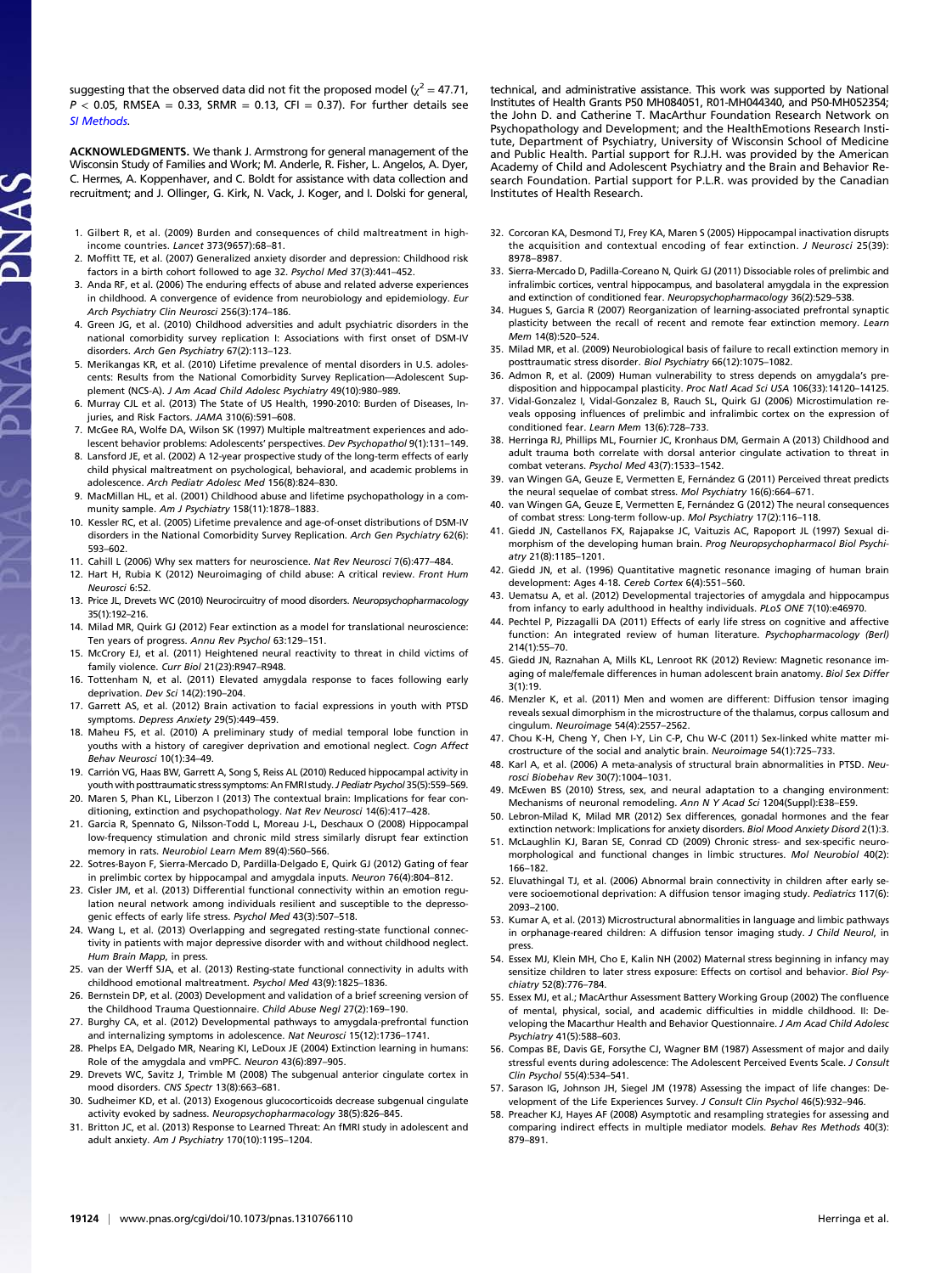suggesting that the observed data did not fit the proposed model ($\chi^2 = 47.71$, $P < 0.05$, RMSEA = 0.33, SRMR = 0.13, CFI = 0.37). For further details see *SI Methods*.

**ACKNOWLEDGMENTS.** We thank J. Armstrong for general management of the Wisconsin Study of Families and Work; M. Anderle, R. Fisher, L. Angelos, A. Dyer, C. Hermes, A. Koppenhaver, and C. Boldt for assistance with data collection and recruitment; and J. Ollinger, G. Kirk, N. Vack, J. Koger, and I. Dolski for general, technical, and administrative assistance. This work was supported by National Institutes of Health Grants P50 MH084051, R01-MH044340, and P50-MH052354; the John D. and Catherine T. MacArthur Foundation Research Network on Psychopathology and Development; and the HealthEmotions Research Institute, Department of Psychiatry, University of Wisconsin School of Medicine and Public Health. Partial support for R.J.H. was provided by the American Academy of Child and Adolescent Psychiatry and the Brain and Behavior Research Foundation. Partial support for P.L.R. was provided by the Canadian Institutes of Health Research.

1. Gilbert R, et al. (2009) Burden and consequences of child maltreatment in high-income countries. *Lancet* 373(9657):68–81.
2. Moffitt TE, et al. (2007) Generalized anxiety disorder and depression: Childhood risk factors in a birth cohort followed to age 32. *Psychol Med* 37(3):441–452.
3. Anda RF, et al. (2006) The enduring effects of abuse and related adverse experiences in childhood. A convergence of evidence from neurobiology and epidemiology. *Eur Arch Psychiatry Clin Neurosci* 256(3):174–186.
4. Green JG, et al. (2010) Childhood adversities and adult psychiatric disorders in the national comorbidity survey replication I: Associations with first onset of DSM-IV disorders. *Arch Gen Psychiatry* 67(2):113–123.
5. Merikangas KR, et al. (2010) Lifetime prevalence of mental disorders in U.S. adolescents: Results from the National Comorbidity Survey Replication—Adolescent Supplement (NCS-A). *J Am Acad Child Adolesc Psychiatry* 49(10):980–989.
6. Murray CJL et al. (2013) The State of US Health, 1990-2010: Burden of Diseases, Injuries, and Risk Factors. *JAMA* 310(6):591–608.
7. McGee RA, Wolfe DA, Wilson SK (1997) Multiple maltreatment experiences and adolescent behavior problems: Adolescents' perspectives. *Dev Psychopathol* 9(1):131–149.
8. Lansford JE, et al. (2002) A 12-year prospective study of the long-term effects of early child physical maltreatment on psychological, behavioral, and academic problems in adolescence. *Arch Pediatr Adolesc Med* 156(8):824–830.
9. MacMillan HL, et al. (2001) Childhood abuse and lifetime psychopathology in a community sample. *Am J Psychiatry* 158(11):1878–1883.
10. Kessler RC, et al. (2005) Lifetime prevalence and age-of-onset distributions of DSM-IV disorders in the National Comorbidity Survey Replication. *Arch Gen Psychiatry* 62(6): 593–602.
11. Cahill L (2006) Why sex matters for neuroscience. *Nat Rev Neurosci* 7(6):477–484.
12. Hart H, Rubia K (2012) Neuroimaging of child abuse: A critical review. *Front Hum Neurosci* 6:52.
13. Price JL, Drevets WC (2010) Neurocircuitry of mood disorders. *Neuropsychopharmacology* 35(1):192–216.
14. Milad MR, Quirk GJ (2012) Fear extinction as a model for translational neuroscience: Ten years of progress. *Annu Rev Psychol* 63:129–151.
15. McCrory EJ, et al. (2011) Heightened neural reactivity to threat in child victims of family violence. *Curr Biol* 21(23):R947–R948.
16. Tottenham N, et al. (2011) Elevated amygdala response to faces following early deprivation. *Dev Sci* 14(2):190–204.
17. Garrett AS, et al. (2012) Brain activation to facial expressions in youth with PTSD symptoms. *Depress Anxiety* 29(5):449–459.
18. Maheu FS, et al. (2010) A preliminary study of medial temporal lobe function in youths with a history of caregiver deprivation and emotional neglect. *Cogn Affect Behav Neurosci* 10(1):34–49.
19. Carrión VG, Haas BW, Garrett A, Song S, Reiss AL (2010) Reduced hippocampal activity in youth with posttraumatic stress symptoms: An FMRI study. *J Pediatr Psychol* 35(5):559–569.
20. Maren S, Phan KL, Liberzon I (2013) The contextual brain: Implications for fear conditioning, extinction and psychopathology. *Nat Rev Neurosci* 14(6):417–428.
21. Garcia R, Spennato G, Nilsson-Todd L, Moreau J-L, Deschaux O (2008) Hippocampal low-frequency stimulation and chronic mild stress similarly disrupt fear extinction memory in rats. *Neurobiol Learn Mem* 89(4):560–566.
22. Sotres-Bayon F, Sierra-Mercado D, Pardilla-Delgado E, Quirk GJ (2012) Gating of fear in prelimbic cortex by hippocampal and amygdala inputs. *Neuron* 76(4):804–812.
23. Cisler JM, et al. (2013) Differential functional connectivity within an emotion regulation neural network among individuals resilient and susceptible to the depressogenic effects of early life stress. *Psychol Med* 43(3):507–518.
24. Wang L, et al. (2013) Overlapping and segregated resting-state functional connectivity in patients with major depressive disorder with and without childhood neglect. *Hum Brain Mapp*, in press.
25. van der Werff SJA, et al. (2013) Resting-state functional connectivity in adults with childhood emotional maltreatment. *Psychol Med* 43(9):1825–1836.
26. Bernstein DP, et al. (2003) Development and validation of a brief screening version of the Childhood Trauma Questionnaire. *Child Abuse Negl* 27(2):169–190.
27. Burghy CA, et al. (2012) Developmental pathways to amygdala-prefrontal function and internalizing symptoms in adolescence. *Nat Neurosci* 15(12):1736–1741.
28. Phelps EA, Delgado MR, Nearing KI, LeDoux JE (2004) Extinction learning in humans: Role of the amygdala and vmPFC. *Neuron* 43(6):897–905.
29. Drevets WC, Savitz J, Trimble M (2008) The subgenual anterior cingulate cortex in mood disorders. *CNS Spectr* 13(8):663–681.
30. Sudheimer KD, et al. (2013) Exogenous glucocorticoids decrease subgenual cingulate activity evoked by sadness. *Neuropsychopharmacology* 38(5):826–845.
31. Britton JC, et al. (2013) Response to Learned Threat: An fMRI study in adolescent and adult anxiety. *Am J Psychiatry* 170(10):1195–1204.
32. Corcoran KA, Desmond TJ, Frey KA, Maren S (2005) Hippocampal inactivation disrupts the acquisition and contextual encoding of fear extinction. *J Neurosci* 25(39): 8978–8987.
33. Sierra-Mercado D, Padilla-Coreano N, Quirk GJ (2011) Dissociable roles of prelimbic and infralimbic cortices, ventral hippocampus, and basolateral amygdala in the expression and extinction of conditioned fear. *Neuropsychopharmacology* 36(2):529–538.
34. Hugues S, Garcia R (2007) Reorganization of learning-associated prefrontal synaptic plasticity between the recall of recent and remote fear extinction memory. *Learn Mem* 14(8):520–524.
35. Milad MR, et al. (2009) Neurobiological basis of failure to recall extinction memory in posttraumatic stress disorder. *Biol Psychiatry* 66(12):1075–1082.
36. Admon R, et al. (2009) Human vulnerability to stress depends on amygdala's predisposition and hippocampal plasticity. *Proc Natl Acad Sci USA* 106(33):14120–14125.
37. Vidal-Gonzalez I, Vidal-Gonzalez B, Rauch SL, Quirk GJ (2006) Microstimulation reveals opposing influences of prelimbic and infralimbic cortex on the expression of conditioned fear. *Learn Mem* 13(6):728–733.
38. Herringa RJ, Phillips ML, Fournier JC, Kronhaus DM, Germain A (2013) Childhood and adult trauma both correlate with dorsal anterior cingulate activation to threat in combat veterans. *Psychol Med* 43(7):1533–1542.
39. van Wingen GA, Geuze E, Vermetten E, Fernández G (2011) Perceived threat predicts the neural sequelae of combat stress. *Mol Psychiatry* 16(6):664–671.
40. van Wingen GA, Geuze E, Vermetten E, Fernández G (2012) The neural consequences of combat stress: Long-term follow-up. *Mol Psychiatry* 17(2):116–118.
41. Giedd JN, Castellanos FX, Rajapakse JC, Vaituzis AC, Rapoport JL (1997) Sexual dimorphism of the developing human brain. *Prog Neuropsychopharmacol Biol Psychiatry* 21(8):1185–1201.
42. Giedd JN, et al. (1996) Quantitative magnetic resonance imaging of human brain development: Ages 4-18. *Cereb Cortex* 6(4):551–560.
43. Uematsu A, et al. (2012) Developmental trajectories of amygdala and hippocampus from infancy to early adulthood in healthy individuals. *PLoS ONE* 7(10):e46970.
44. Pechtel P, Pizzagalli DA (2011) Effects of early life stress on cognitive and affective function: An integrated review of human literature. *Psychopharmacology (Berl)* 214(1):55–70.
45. Giedd JN, Raznahan A, Mills KL, Lenroot RK (2012) Review: Magnetic resonance imaging of male/female differences in human adolescent brain anatomy. *Biol Sex Differ* 3(1):19.
46. Menzler K, et al. (2011) Men and women are different: Diffusion tensor imaging reveals sexual dimorphism in the microstructure of the thalamus, corpus callosum and cingulum. *Neuroimage* 54(4):2557–2562.
47. Chou K-H, Cheng Y, Chen I-Y, Lin C-P, Chu W-C (2011) Sex-linked white matter microstructure of the social and analytic brain. *Neuroimage* 54(1):725–733.
48. Karl A, et al. (2006) A meta-analysis of structural brain abnormalities in PTSD. *Neurosci Biobehav Rev* 30(7):1004–1031.
49. McEwen BS (2010) Stress, sex, and neural adaptation to a changing environment: Mechanisms of neuronal remodeling. *Ann N Y Acad Sci* 1204(Suppl):E38–E59.
50. Lebron-Milad K, Milad MR (2012) Sex differences, gonadal hormones and the fear extinction network: Implications for anxiety disorders. *Biol Mood Anxiety Disord* 2(1):3.
51. McLaughlin KJ, Baran SE, Conrad CD (2009) Chronic stress- and sex-specific neuromorphological and functional changes in limbic structures. *Mol Neurobiol* 40(2): 166–182.
52. Eluvathingal TJ, et al. (2006) Abnormal brain connectivity in children after early severe socioemotional deprivation: A diffusion tensor imaging study. *Pediatrics* 117(6): 2093–2100.
53. Kumar A, et al. (2013) Microstructural abnormalities in language and limbic pathways in orphanage-reared children: A diffusion tensor imaging study. *J Child Neurol*, in press.
54. Essex MJ, Klein MH, Cho E, Kalin NH (2002) Maternal stress beginning in infancy may sensitize children to later stress exposure: Effects on cortisol and behavior. *Biol Psychiatry* 52(8):776–784.
55. Essex MJ, et al.; MacArthur Assessment Battery Working Group (2002) The confluence of mental, physical, social, and academic difficulties in middle childhood. II: Developing the Macarthur Health and Behavior Questionnaire. *J Am Acad Child Adolesc Psychiatry* 41(5):588–603.
56. Compas BE, Davis GE, Forsythe CJ, Wagner BM (1987) Assessment of major and daily stressful events during adolescence: The Adolescent Perceived Events Scale. *J Consult Clin Psychol* 55(4):534–541.
57. Sarason IG, Johnson JH, Siegel JM (1978) Assessing the impact of life changes: Development of the Life Experiences Survey. *J Consult Clin Psychol* 46(5):932–946.
58. Preacher KJ, Hayes AF (2008) Asymptotic and resampling strategies for assessing and comparing indirect effects in multiple mediator models. *Behav Res Methods* 40(3): 879–891.